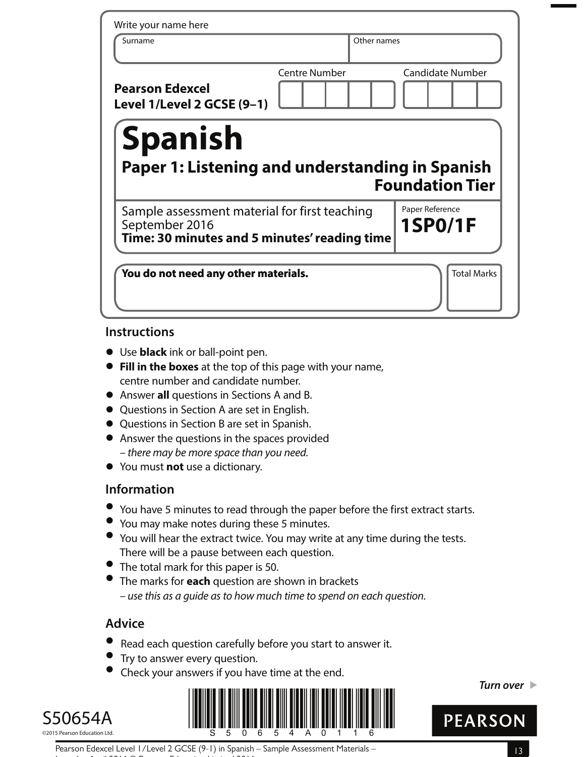Write your name here

| Surname | Other names |
| --- | --- |
| | |

**Pearson Edexcel**
**Level 1/Level 2 GCSE (9–1)**

| Centre Number | Candidate Number |
| --- | --- |
| | |

# Spanish

## Paper 1: Listening and understanding in Spanish
## Foundation Tier

Sample assessment material for first teaching September 2016
**Time: 30 minutes and 5 minutes' reading time**

Paper Reference
**1SP0/1F**

**You do not need any other materials.**

Total Marks

## Instructions

- Use **black** ink or ball-point pen.
- **Fill in the boxes** at the top of this page with your name, centre number and candidate number.
- Answer **all** questions in Sections A and B.
- Questions in Section A are set in English.
- Questions in Section B are set in Spanish.
- Answer the questions in the spaces provided – *there may be more space than you need.*
- You must **not** use a dictionary.

## Information

- You have 5 minutes to read through the paper before the first extract starts.
- You may make notes during these 5 minutes.
- You will hear the extract twice. You may write at any time during the tests. There will be a pause between each question.
- The total mark for this paper is 50.
- The marks for **each** question are shown in brackets – *use this as a guide as to how much time to spend on each question.*

## Advice

- Read each question carefully before you start to answer it.
- Try to answer every question.
- Check your answers if you have time at the end.

*Turn over*

S50654A

©2015 Pearson Education Ltd.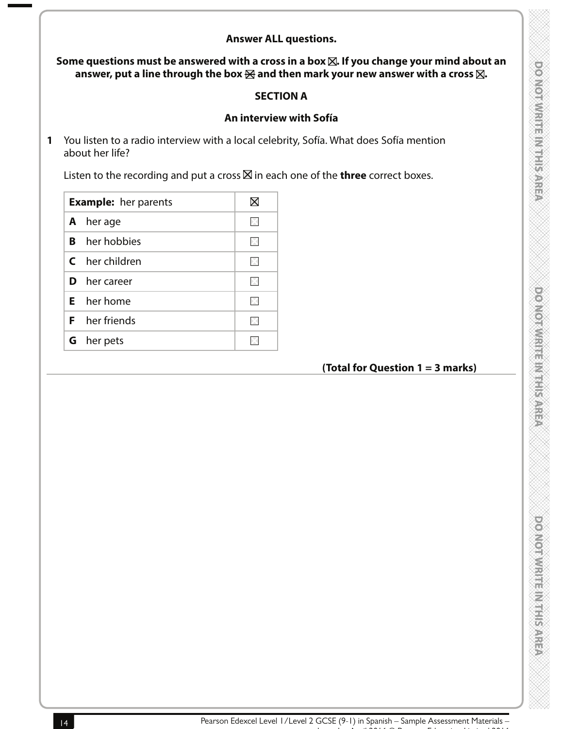**Answer ALL questions.**

**Some questions must be answered with a cross in a box ☒. If you change your mind about an answer, put a line through the box ☒ and then mark your new answer with a cross ☒.**

## SECTION A

### An interview with Sofía

**1** You listen to a radio interview with a local celebrity, Sofía. What does Sofía mention about her life?

Listen to the recording and put a cross ☒ in each one of the **three** correct boxes.

| **Example:** her parents | ☒ |
|---|---|
| **A** her age | ☐ |
| **B** her hobbies | ☐ |
| **C** her children | ☐ |
| **D** her career | ☐ |
| **E** her home | ☐ |
| **F** her friends | ☐ |
| **G** her pets | ☐ |

**(Total for Question 1 = 3 marks)**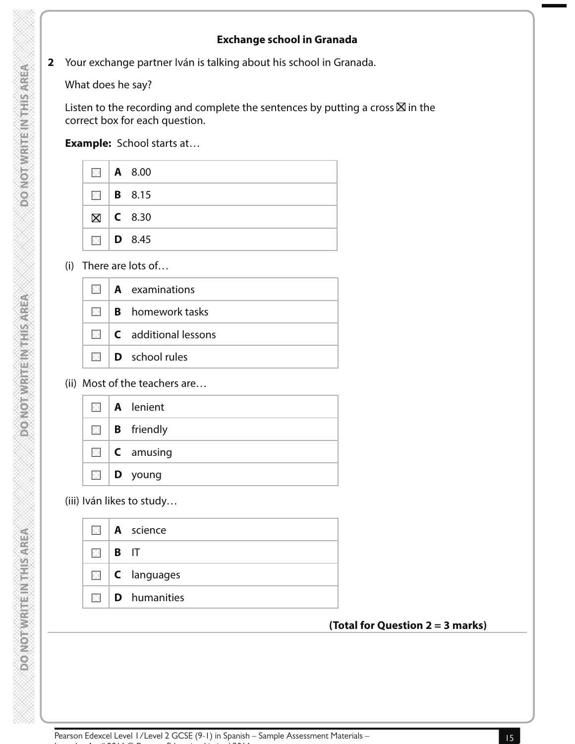## Exchange school in Granada

**2** Your exchange partner Iván is talking about his school in Granada.

What does he say?

Listen to the recording and complete the sentences by putting a cross ☒ in the correct box for each question.

**Example:** School starts at…

| | | |
|---|---|---|
| ☐ | **A** | 8.00 |
| ☐ | **B** | 8.15 |
| ☒ | **C** | 8.30 |
| ☐ | **D** | 8.45 |

(i) There are lots of…

| | | |
|---|---|---|
| ☐ | **A** | examinations |
| ☐ | **B** | homework tasks |
| ☐ | **C** | additional lessons |
| ☐ | **D** | school rules |

(ii) Most of the teachers are…

| | | |
|---|---|---|
| ☐ | **A** | lenient |
| ☐ | **B** | friendly |
| ☐ | **C** | amusing |
| ☐ | **D** | young |

(iii) Iván likes to study…

| | | |
|---|---|---|
| ☐ | **A** | science |
| ☐ | **B** | IT |
| ☐ | **C** | languages |
| ☐ | **D** | humanities |

**(Total for Question 2 = 3 marks)**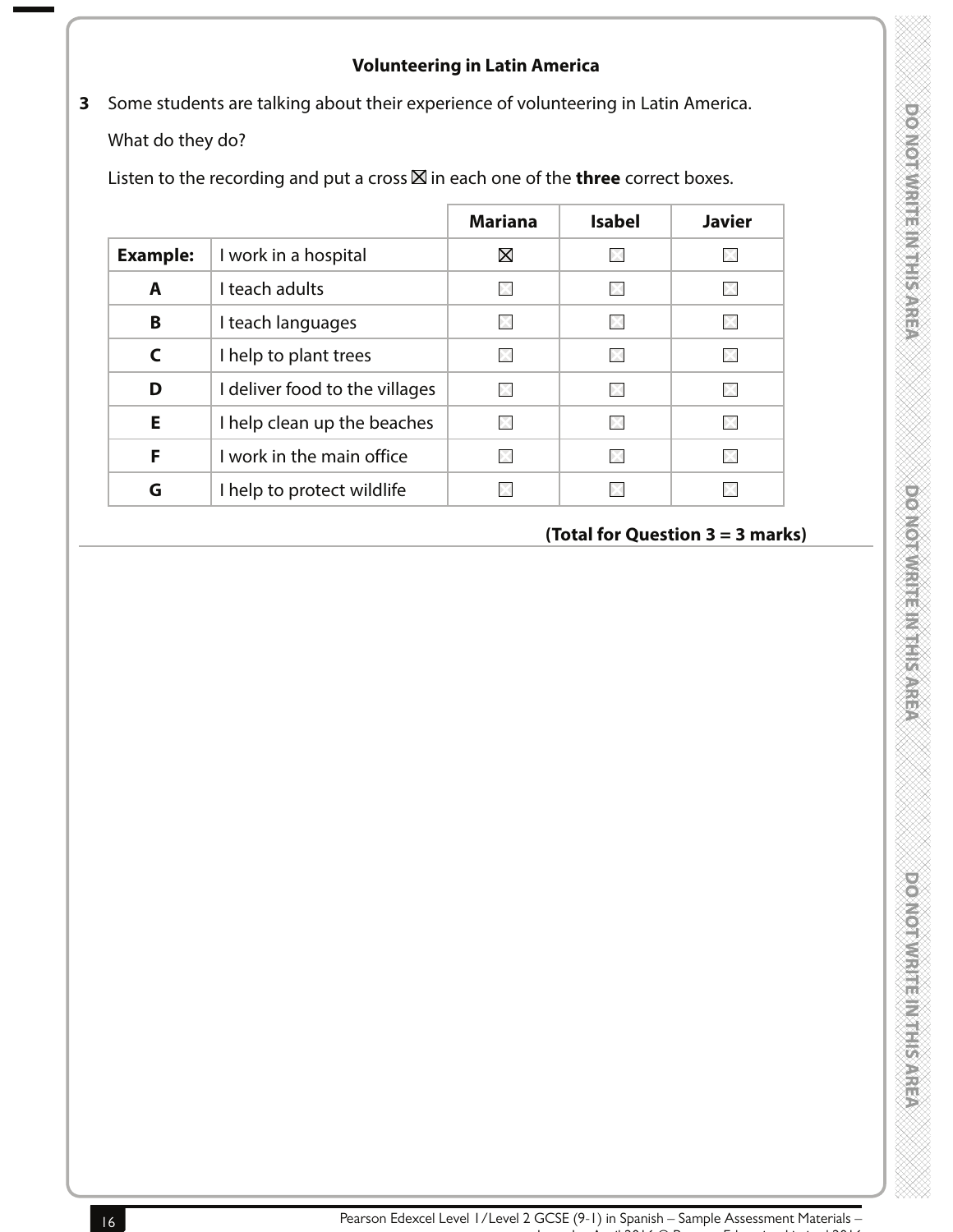## Volunteering in Latin America

**3** Some students are talking about their experience of volunteering in Latin America.

What do they do?

Listen to the recording and put a cross ☒ in each one of the **three** correct boxes.

| | | Mariana | Isabel | Javier |
|---|---|---|---|---|
| **Example:** | I work in a hospital | ☒ | ☐ | ☐ |
| **A** | I teach adults | ☐ | ☐ | ☐ |
| **B** | I teach languages | ☐ | ☐ | ☐ |
| **C** | I help to plant trees | ☐ | ☐ | ☐ |
| **D** | I deliver food to the villages | ☐ | ☐ | ☐ |
| **E** | I help clean up the beaches | ☐ | ☐ | ☐ |
| **F** | I work in the main office | ☐ | ☐ | ☐ |
| **G** | I help to protect wildlife | ☐ | ☐ | ☐ |

**(Total for Question 3 = 3 marks)**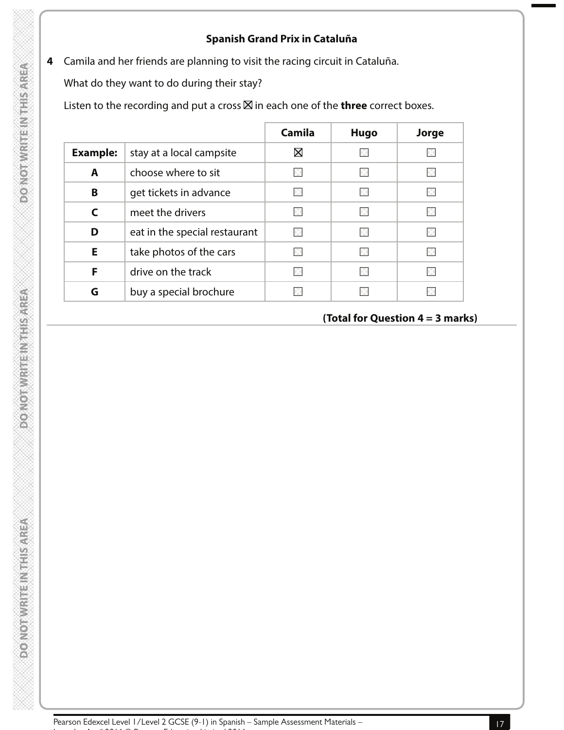**Spanish Grand Prix in Cataluña**

**4** Camila and her friends are planning to visit the racing circuit in Cataluña.

What do they want to do during their stay?

Listen to the recording and put a cross ☒ in each one of the **three** correct boxes.

| | | **Camila** | **Hugo** | **Jorge** |
|---|---|---|---|---|
| **Example:** | stay at a local campsite | ☒ | ☐ | ☐ |
| **A** | choose where to sit | ☐ | ☐ | ☐ |
| **B** | get tickets in advance | ☐ | ☐ | ☐ |
| **C** | meet the drivers | ☐ | ☐ | ☐ |
| **D** | eat in the special restaurant | ☐ | ☐ | ☐ |
| **E** | take photos of the cars | ☐ | ☐ | ☐ |
| **F** | drive on the track | ☐ | ☐ | ☐ |
| **G** | buy a special brochure | ☐ | ☐ | ☐ |

**(Total for Question 4 = 3 marks)**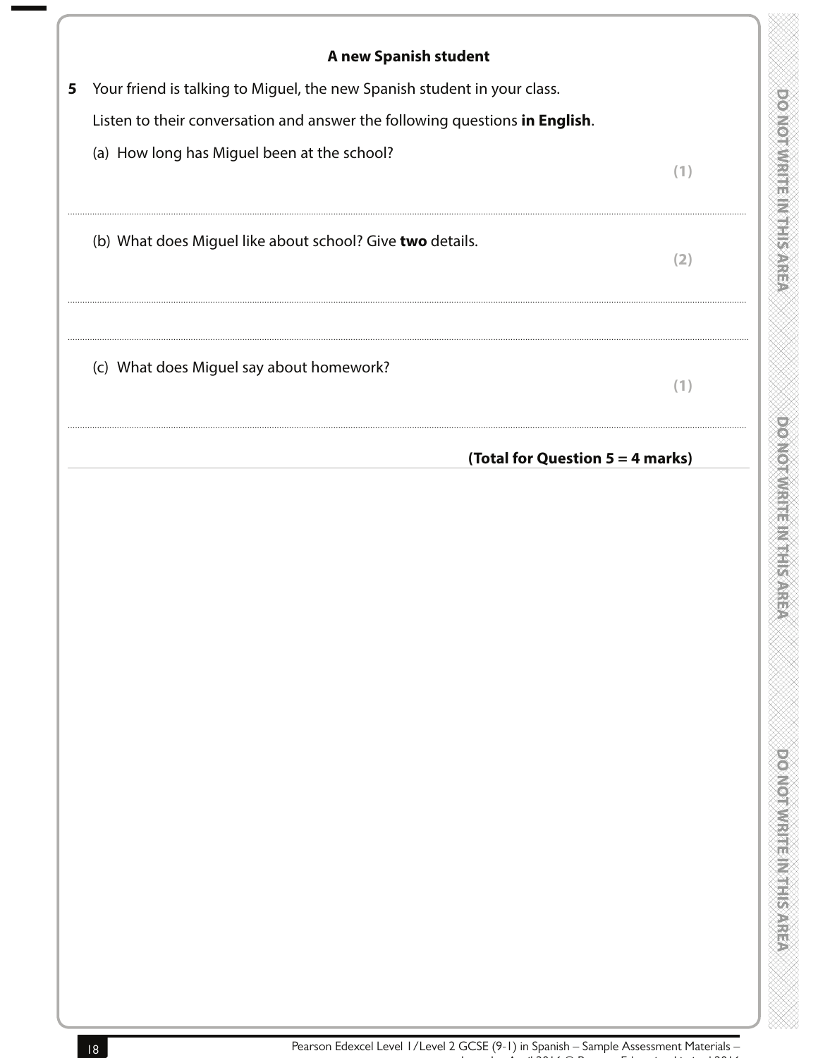## A new Spanish student

**5** Your friend is talking to Miguel, the new Spanish student in your class.

Listen to their conversation and answer the following questions **in English**.

(a) How long has Miguel been at the school? **(1)**

..............................................................................................................................................

(b) What does Miguel like about school? Give **two** details. **(2)**

..............................................................................................................................................

..............................................................................................................................................

(c) What does Miguel say about homework? **(1)**

..............................................................................................................................................

**(Total for Question 5 = 4 marks)**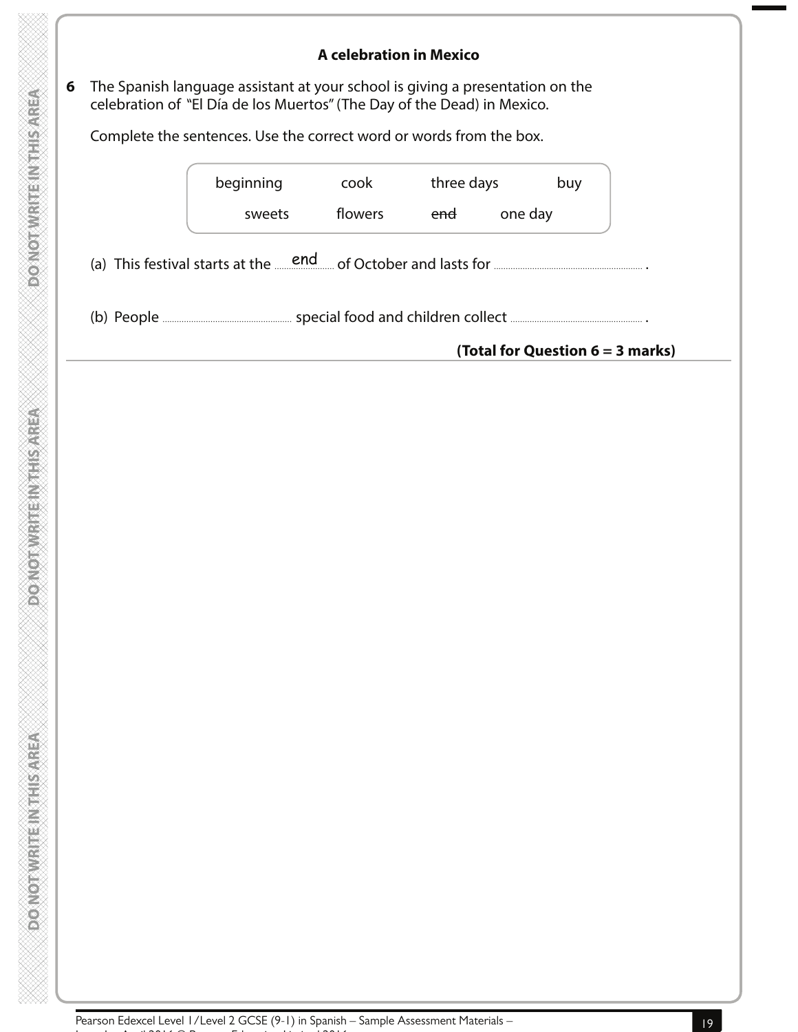### A celebration in Mexico

**6** The Spanish language assistant at your school is giving a presentation on the celebration of "El Día de los Muertos" (The Day of the Dead) in Mexico.

Complete the sentences. Use the correct word or words from the box.

| beginning | cook | three days | buy |
|---|---|---|---|
| sweets | flowers | ~~end~~ | one day |

(a) This festival starts at the ....end.... of October and lasts for .................................... .

(b) People .................................... special food and children collect .................................... .

**(Total for Question 6 = 3 marks)**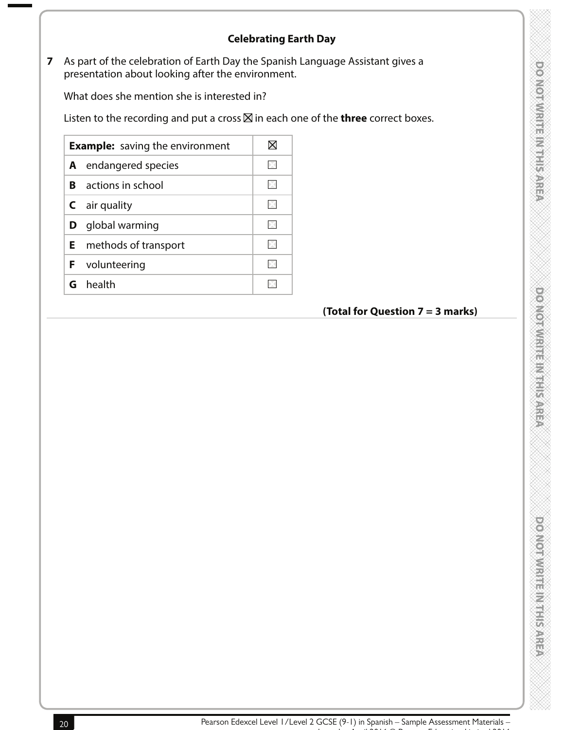## Celebrating Earth Day

**7** As part of the celebration of Earth Day the Spanish Language Assistant gives a presentation about looking after the environment.

What does she mention she is interested in?

Listen to the recording and put a cross ☒ in each one of the **three** correct boxes.

| | |
|---|---|
| **Example:** saving the environment | ☒ |
| **A** endangered species | ☐ |
| **B** actions in school | ☐ |
| **C** air quality | ☐ |
| **D** global warming | ☐ |
| **E** methods of transport | ☐ |
| **F** volunteering | ☐ |
| **G** health | ☐ |

**(Total for Question 7 = 3 marks)**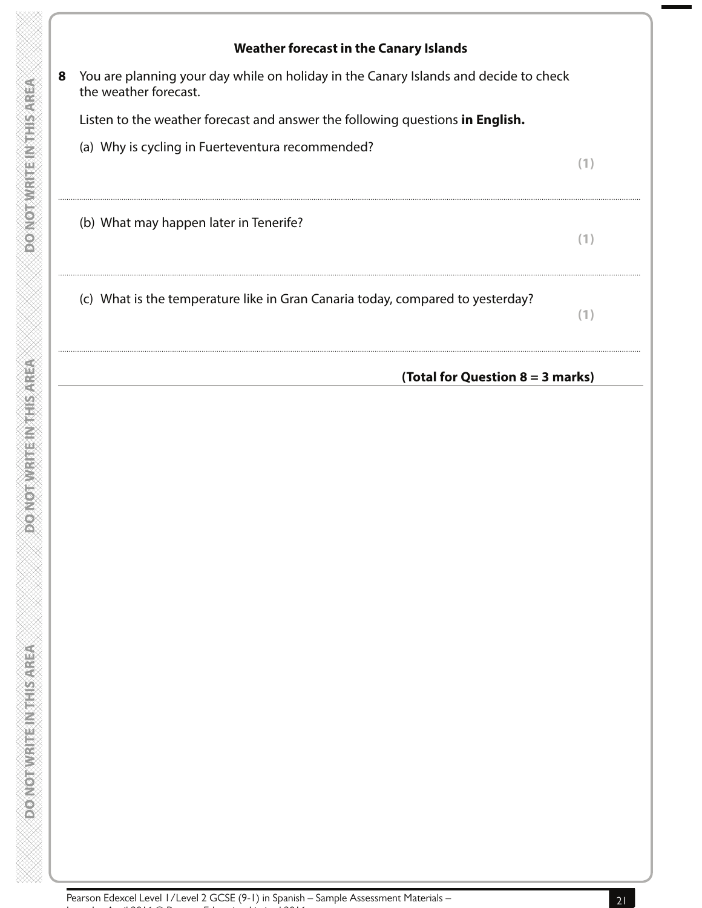## Weather forecast in the Canary Islands

**8** You are planning your day while on holiday in the Canary Islands and decide to check the weather forecast.

Listen to the weather forecast and answer the following questions **in English.**

(a) Why is cycling in Fuerteventura recommended?

**(1)**

..........................................................................................................................................

(b) What may happen later in Tenerife?

**(1)**

..........................................................................................................................................

(c) What is the temperature like in Gran Canaria today, compared to yesterday?

**(1)**

..........................................................................................................................................

**(Total for Question 8 = 3 marks)**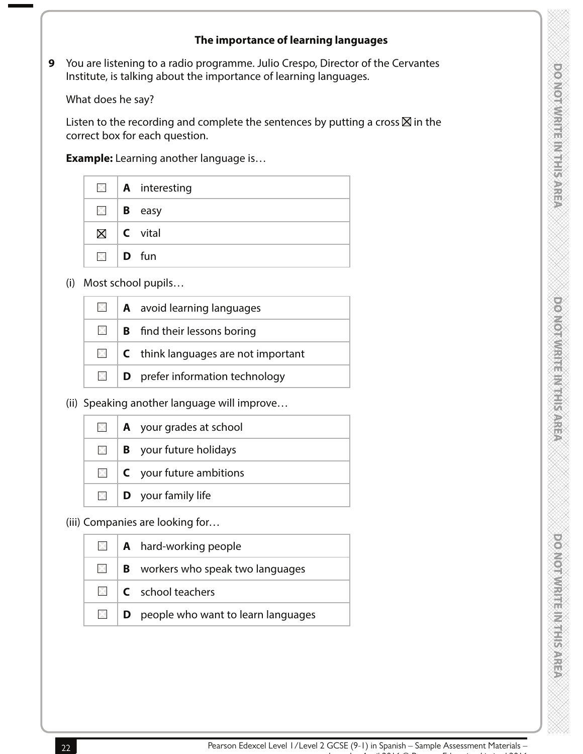## The importance of learning languages

**9** You are listening to a radio programme. Julio Crespo, Director of the Cervantes Institute, is talking about the importance of learning languages.

What does he say?

Listen to the recording and complete the sentences by putting a cross ☒ in the correct box for each question.

**Example:** Learning another language is…

| | | |
|---|---|---|
| ☐ | **A** | interesting |
| ☐ | **B** | easy |
| ☒ | **C** | vital |
| ☐ | **D** | fun |

(i) Most school pupils…

| | | |
|---|---|---|
| ☐ | **A** | avoid learning languages |
| ☐ | **B** | find their lessons boring |
| ☐ | **C** | think languages are not important |
| ☐ | **D** | prefer information technology |

(ii) Speaking another language will improve…

| | | |
|---|---|---|
| ☐ | **A** | your grades at school |
| ☐ | **B** | your future holidays |
| ☐ | **C** | your future ambitions |
| ☐ | **D** | your family life |

(iii) Companies are looking for…

| | | |
|---|---|---|
| ☐ | **A** | hard-working people |
| ☐ | **B** | workers who speak two languages |
| ☐ | **C** | school teachers |
| ☐ | **D** | people who want to learn languages |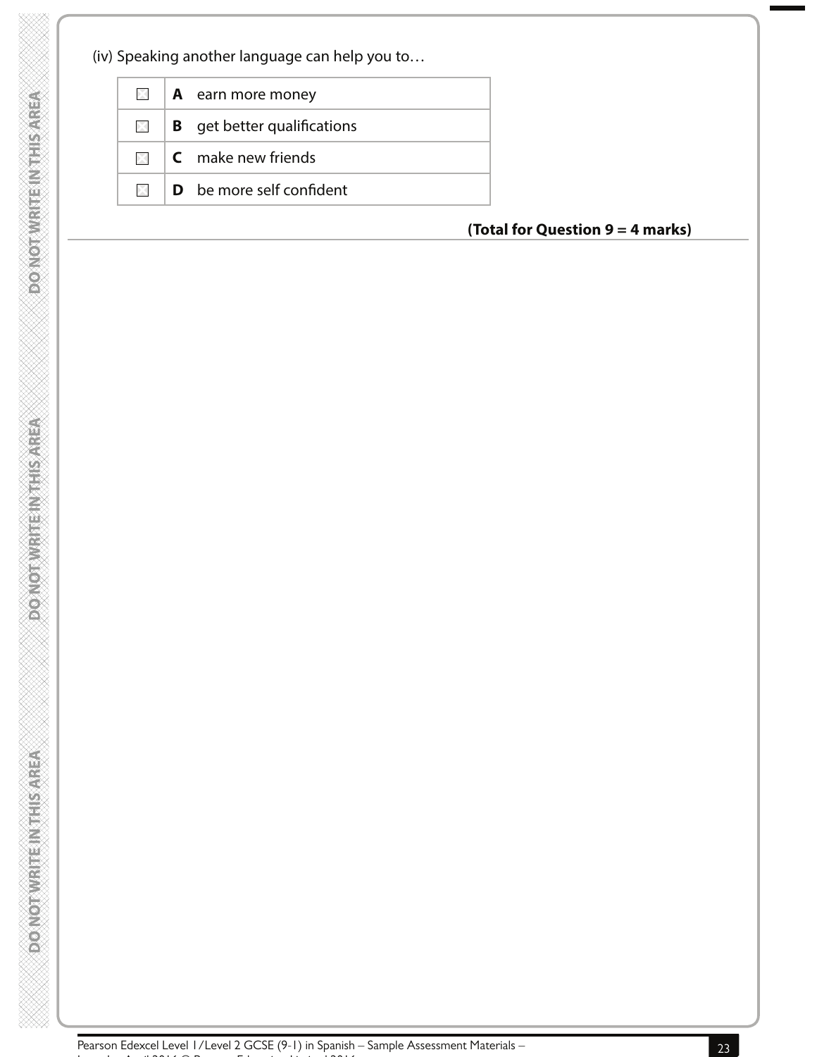(iv) Speaking another language can help you to…

| | | |
|---|---|---|
| ☒ | **A** | earn more money |
| ☒ | **B** | get better qualifications |
| ☒ | **C** | make new friends |
| ☒ | **D** | be more self confident |

**(Total for Question 9 = 4 marks)**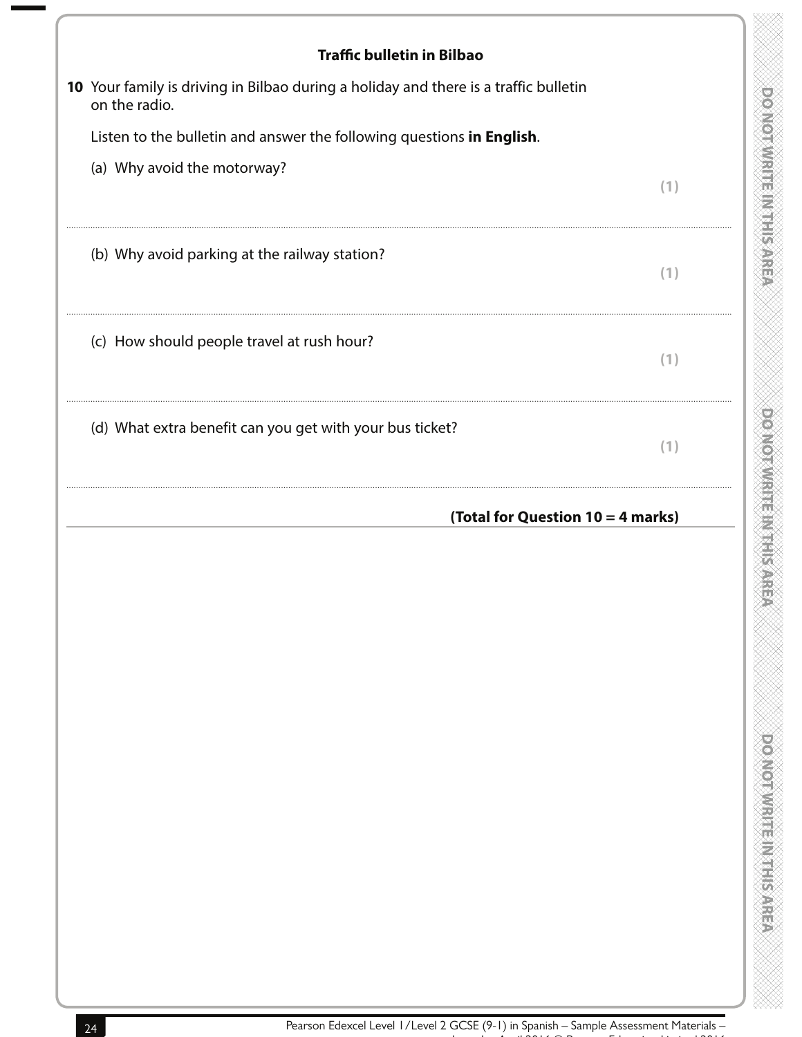### Traffic bulletin in Bilbao

**10** Your family is driving in Bilbao during a holiday and there is a traffic bulletin on the radio.

Listen to the bulletin and answer the following questions **in English**.

(a) Why avoid the motorway?

**(1)**

..............................................................................................................................................

(b) Why avoid parking at the railway station?

**(1)**

..............................................................................................................................................

(c) How should people travel at rush hour?

**(1)**

..............................................................................................................................................

(d) What extra benefit can you get with your bus ticket?

**(1)**

..............................................................................................................................................

**(Total for Question 10 = 4 marks)**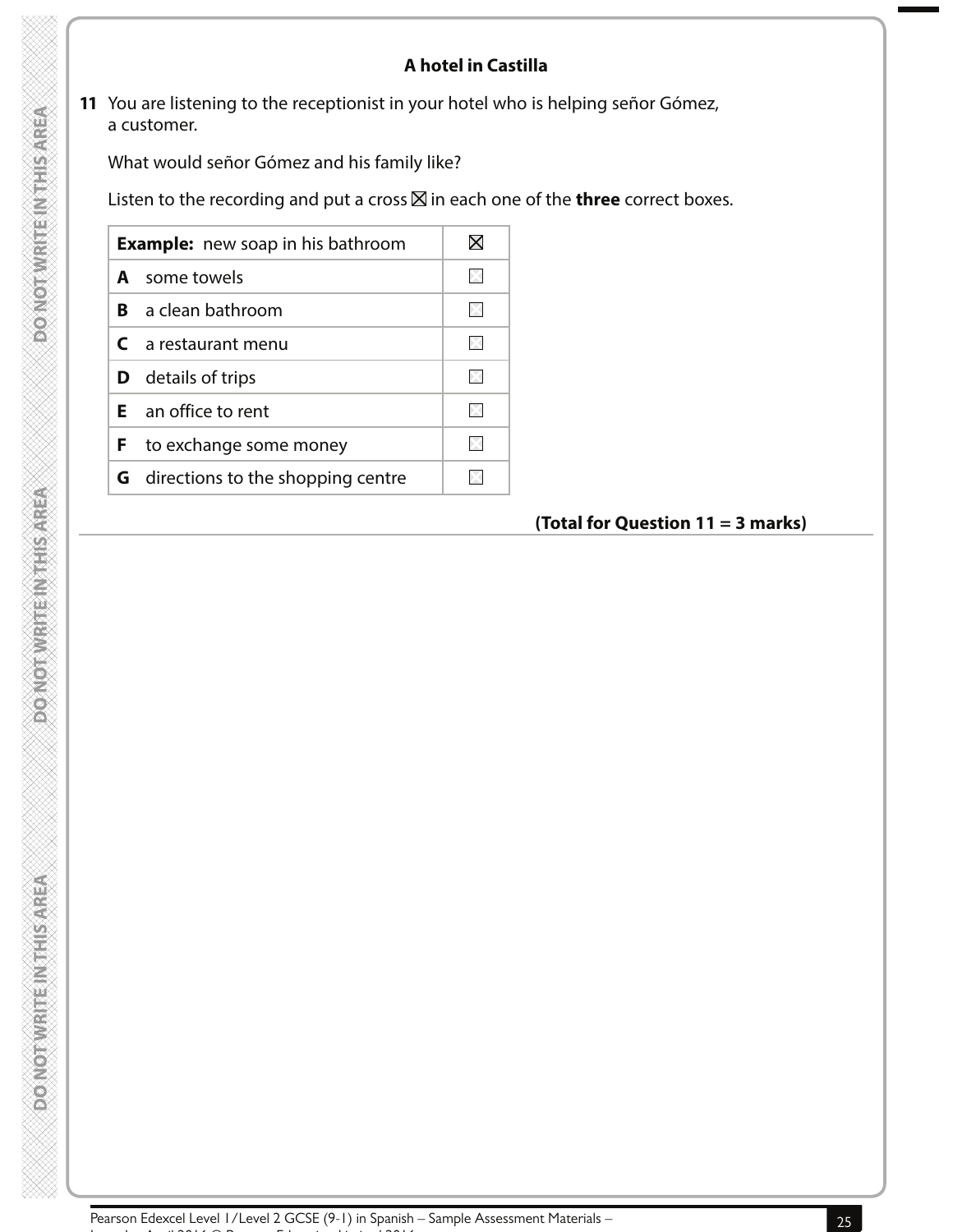### A hotel in Castilla

**11** You are listening to the receptionist in your hotel who is helping señor Gómez, a customer.

What would señor Gómez and his family like?

Listen to the recording and put a cross ☒ in each one of the **three** correct boxes.

| | |
|---|---|
| **Example:** new soap in his bathroom | ☒ |
| **A** some towels | ☐ |
| **B** a clean bathroom | ☐ |
| **C** a restaurant menu | ☐ |
| **D** details of trips | ☐ |
| **E** an office to rent | ☐ |
| **F** to exchange some money | ☐ |
| **G** directions to the shopping centre | ☐ |

**(Total for Question 11 = 3 marks)**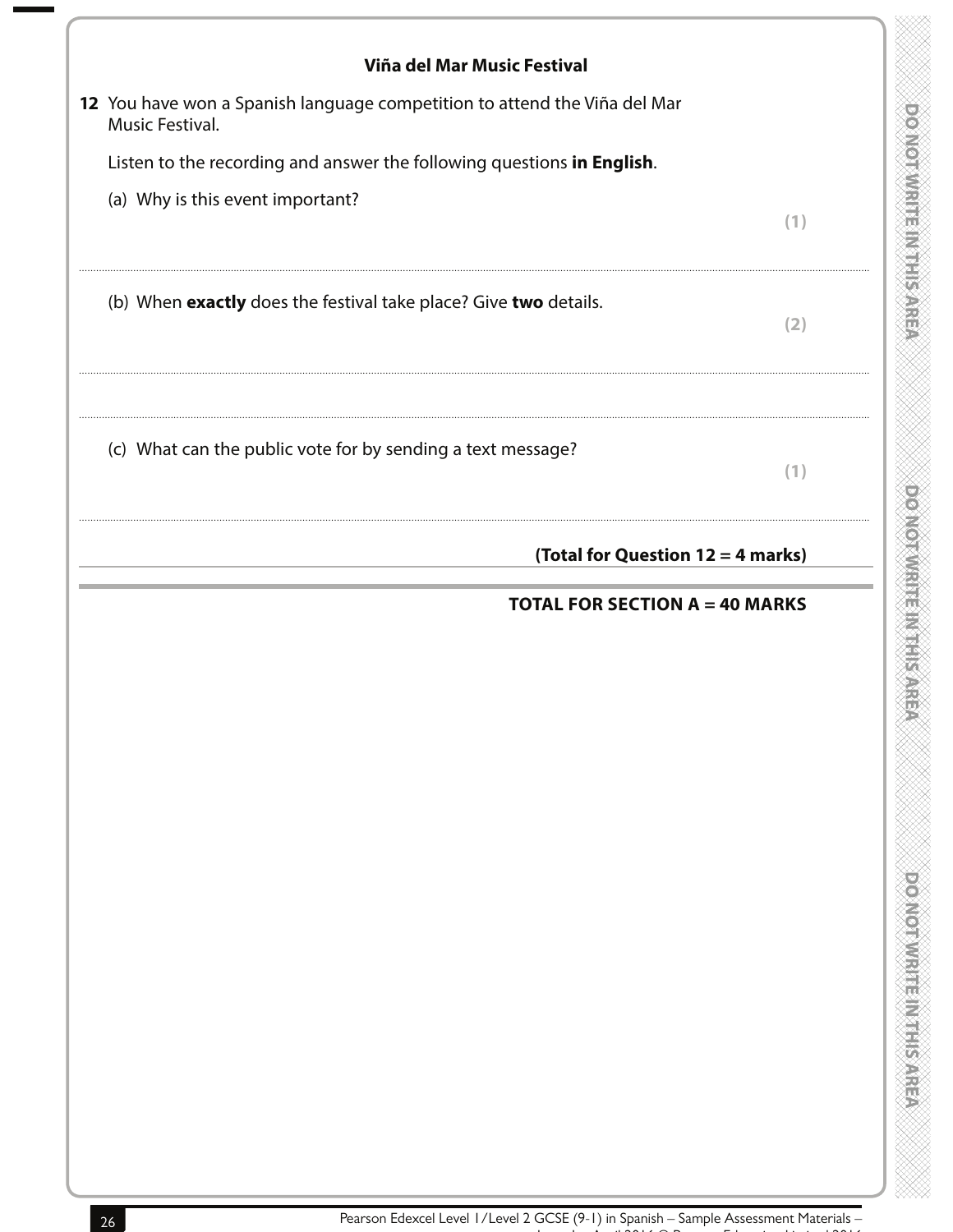**Viña del Mar Music Festival**

**12** You have won a Spanish language competition to attend the Viña del Mar Music Festival.

Listen to the recording and answer the following questions **in English**.

(a) Why is this event important?

**(1)**

..................................................................................................................................................

(b) When **exactly** does the festival take place? Give **two** details.

**(2)**

..................................................................................................................................................

..................................................................................................................................................

(c) What can the public vote for by sending a text message?

**(1)**

..................................................................................................................................................

**(Total for Question 12 = 4 marks)**

**TOTAL FOR SECTION A = 40 MARKS**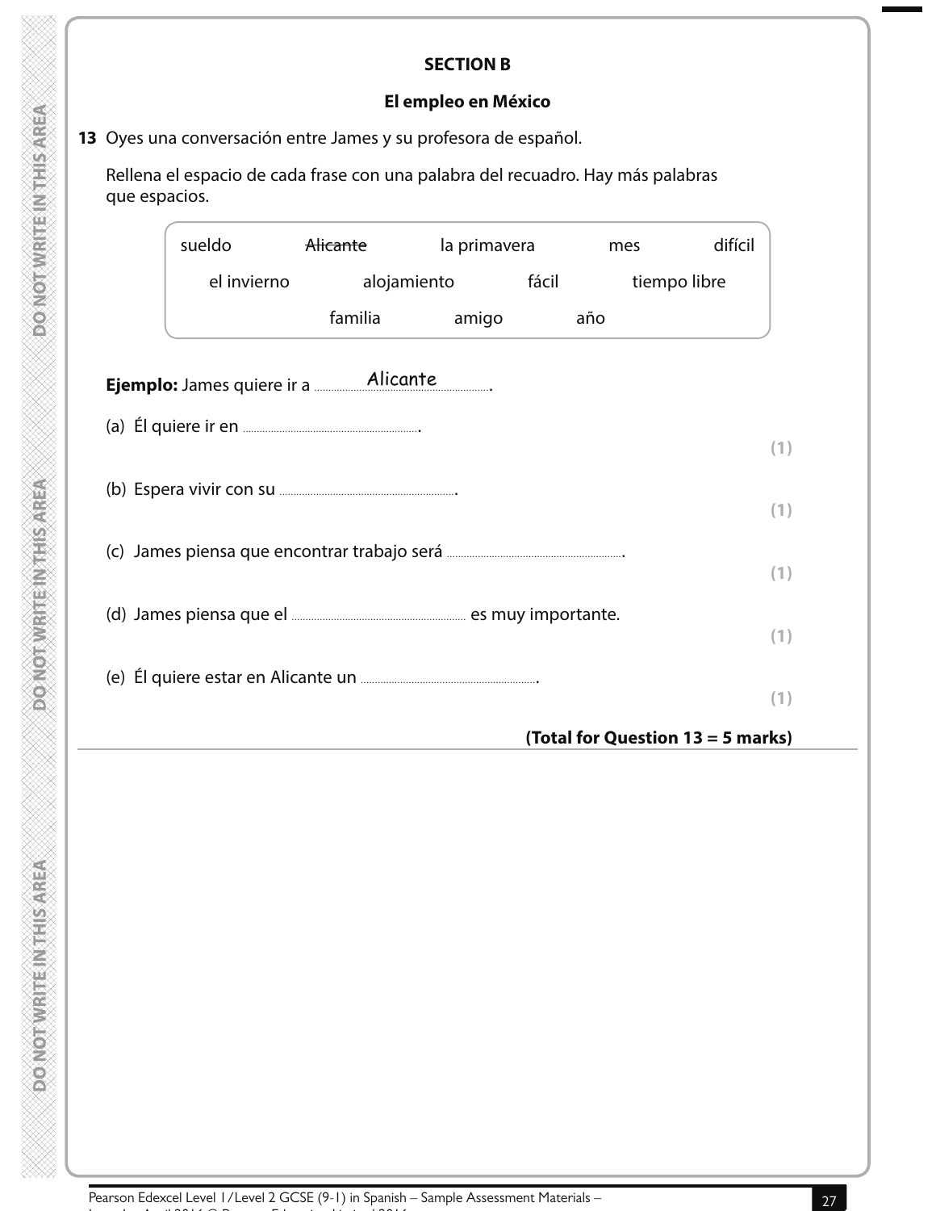**SECTION B**

**El empleo en México**

**13** Oyes una conversación entre James y su profesora de español.

Rellena el espacio de cada frase con una palabra del recuadro. Hay más palabras que espacios.

| sueldo | ~~Alicante~~ | la primavera | mes | difícil |
|---|---|---|---|---|
| el invierno | alojamiento | fácil | tiempo libre | |
| familia | amigo | año | | |

**Ejemplo:** James quiere ir a ..........Alicante..........

(a) Él quiere ir en .................................................... **(1)**

(b) Espera vivir con su .................................................... **(1)**

(c) James piensa que encontrar trabajo será .................................................... **(1)**

(d) James piensa que el .................................................... es muy importante. **(1)**

(e) Él quiere estar en Alicante un .................................................... **(1)**

**(Total for Question 13 = 5 marks)**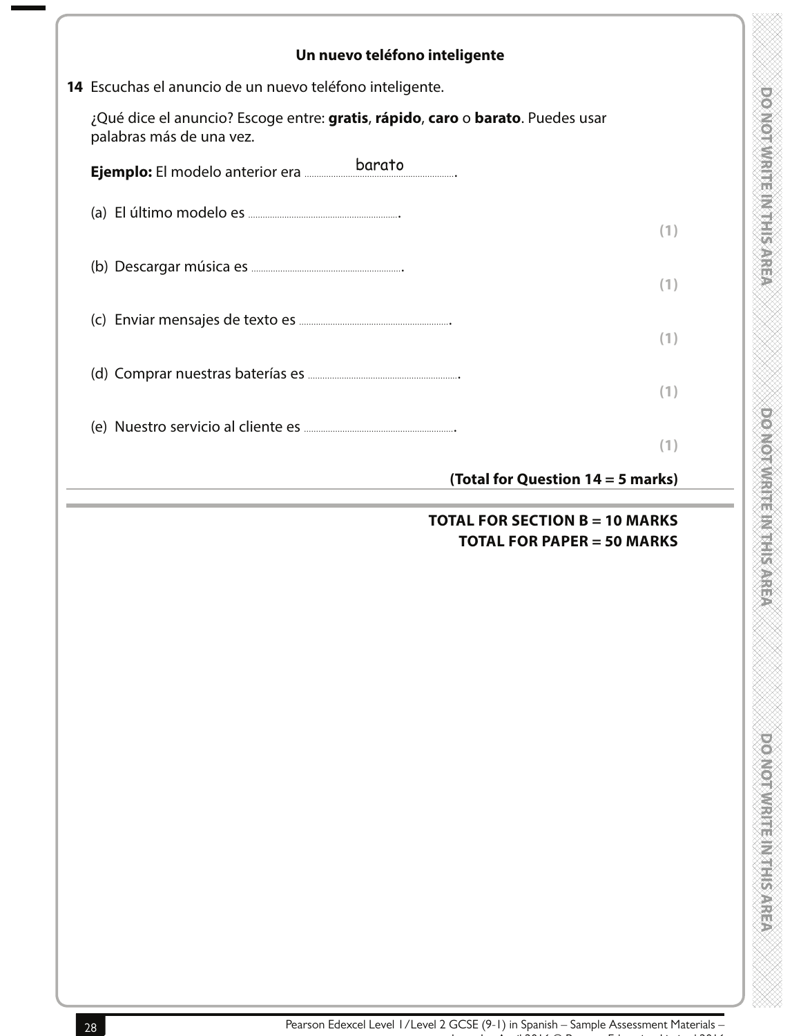### Un nuevo teléfono inteligente

**14** Escuchas el anuncio de un nuevo teléfono inteligente.

¿Qué dice el anuncio? Escoge entre: **gratis**, **rápido**, **caro** o **barato**. Puedes usar palabras más de una vez.

**Ejemplo:** El modelo anterior era ........barato........ .

(a) El último modelo es .............................................. .
**(1)**

(b) Descargar música es .............................................. .
**(1)**

(c) Enviar mensajes de texto es .............................................. .
**(1)**

(d) Comprar nuestras baterías es .............................................. .
**(1)**

(e) Nuestro servicio al cliente es .............................................. .
**(1)**

**(Total for Question 14 = 5 marks)**

**TOTAL FOR SECTION B = 10 MARKS**
**TOTAL FOR PAPER = 50 MARKS**